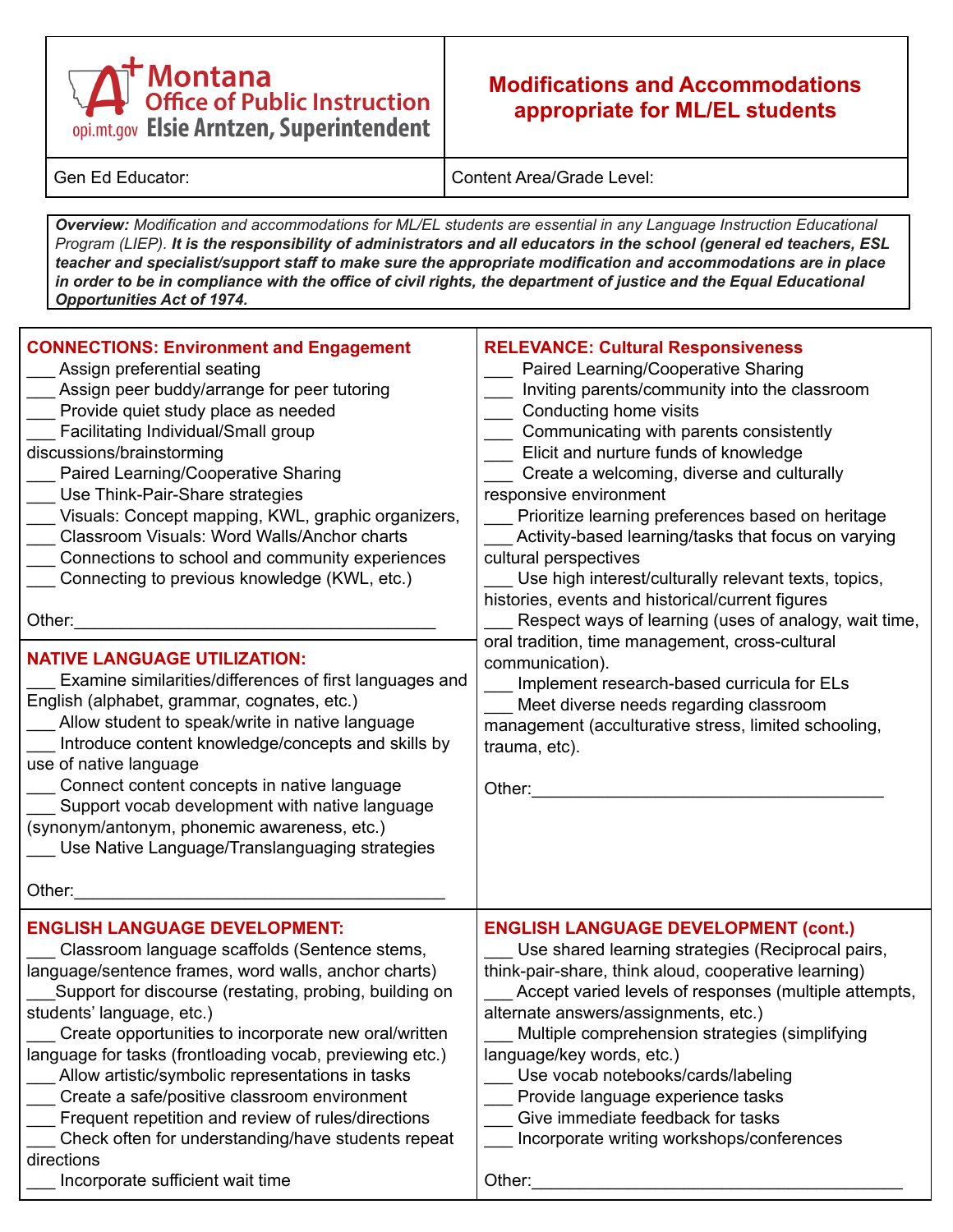| Montana Office of Public Instruction<br>opi.mt.gov Elsie Arntzen, Superintendent | **Modifications and Accommodations appropriate for ML/EL students** |
|---|---|
| Gen Ed Educator: | Content Area/Grade Level: |

***Overview:** Modification and accommodations for ML/EL students are essential in any Language Instruction Educational Program (LIEP). **It is the responsibility of administrators and all educators in the school (general ed teachers, ESL teacher and specialist/support staff to make sure the appropriate modification and accommodations are in place in order to be in compliance with the office of civil rights, the department of justice and the Equal Educational Opportunities Act of 1974.***

## CONNECTIONS: Environment and Engagement

___ Assign preferential seating
___ Assign peer buddy/arrange for peer tutoring
___ Provide quiet study place as needed
___ Facilitating Individual/Small group discussions/brainstorming
___ Paired Learning/Cooperative Sharing
___ Use Think-Pair-Share strategies
___ Visuals: Concept mapping, KWL, graphic organizers,
___ Classroom Visuals: Word Walls/Anchor charts
___ Connections to school and community experiences
___ Connecting to previous knowledge (KWL, etc.)

Other:_______________________________________

## NATIVE LANGUAGE UTILIZATION:

___ Examine similarities/differences of first languages and English (alphabet, grammar, cognates, etc.)
___ Allow student to speak/write in native language
___ Introduce content knowledge/concepts and skills by use of native language
___ Connect content concepts in native language
___ Support vocab development with native language (synonym/antonym, phonemic awareness, etc.)
___ Use Native Language/Translanguaging strategies

Other:_______________________________________

## RELEVANCE: Cultural Responsiveness

___ Paired Learning/Cooperative Sharing
___ Inviting parents/community into the classroom
___ Conducting home visits
___ Communicating with parents consistently
___ Elicit and nurture funds of knowledge
___ Create a welcoming, diverse and culturally responsive environment
___ Prioritize learning preferences based on heritage
___ Activity-based learning/tasks that focus on varying cultural perspectives
___ Use high interest/culturally relevant texts, topics, histories, events and historical/current figures
___ Respect ways of learning (uses of analogy, wait time, oral tradition, time management, cross-cultural communication).
___ Implement research-based curricula for ELs
___ Meet diverse needs regarding classroom management (acculturative stress, limited schooling, trauma, etc).

Other:_______________________________________

## ENGLISH LANGUAGE DEVELOPMENT:

___ Classroom language scaffolds (Sentence stems, language/sentence frames, word walls, anchor charts)
___Support for discourse (restating, probing, building on students' language, etc.)
___ Create opportunities to incorporate new oral/written language for tasks (frontloading vocab, previewing etc.)
___ Allow artistic/symbolic representations in tasks
___ Create a safe/positive classroom environment
___ Frequent repetition and review of rules/directions
___ Check often for understanding/have students repeat directions
___ Incorporate sufficient wait time

## ENGLISH LANGUAGE DEVELOPMENT (cont.)

___ Use shared learning strategies (Reciprocal pairs, think-pair-share, think aloud, cooperative learning)
___ Accept varied levels of responses (multiple attempts, alternate answers/assignments, etc.)
___ Multiple comprehension strategies (simplifying language/key words, etc.)
___ Use vocab notebooks/cards/labeling
___ Provide language experience tasks
___ Give immediate feedback for tasks
___ Incorporate writing workshops/conferences

Other:_______________________________________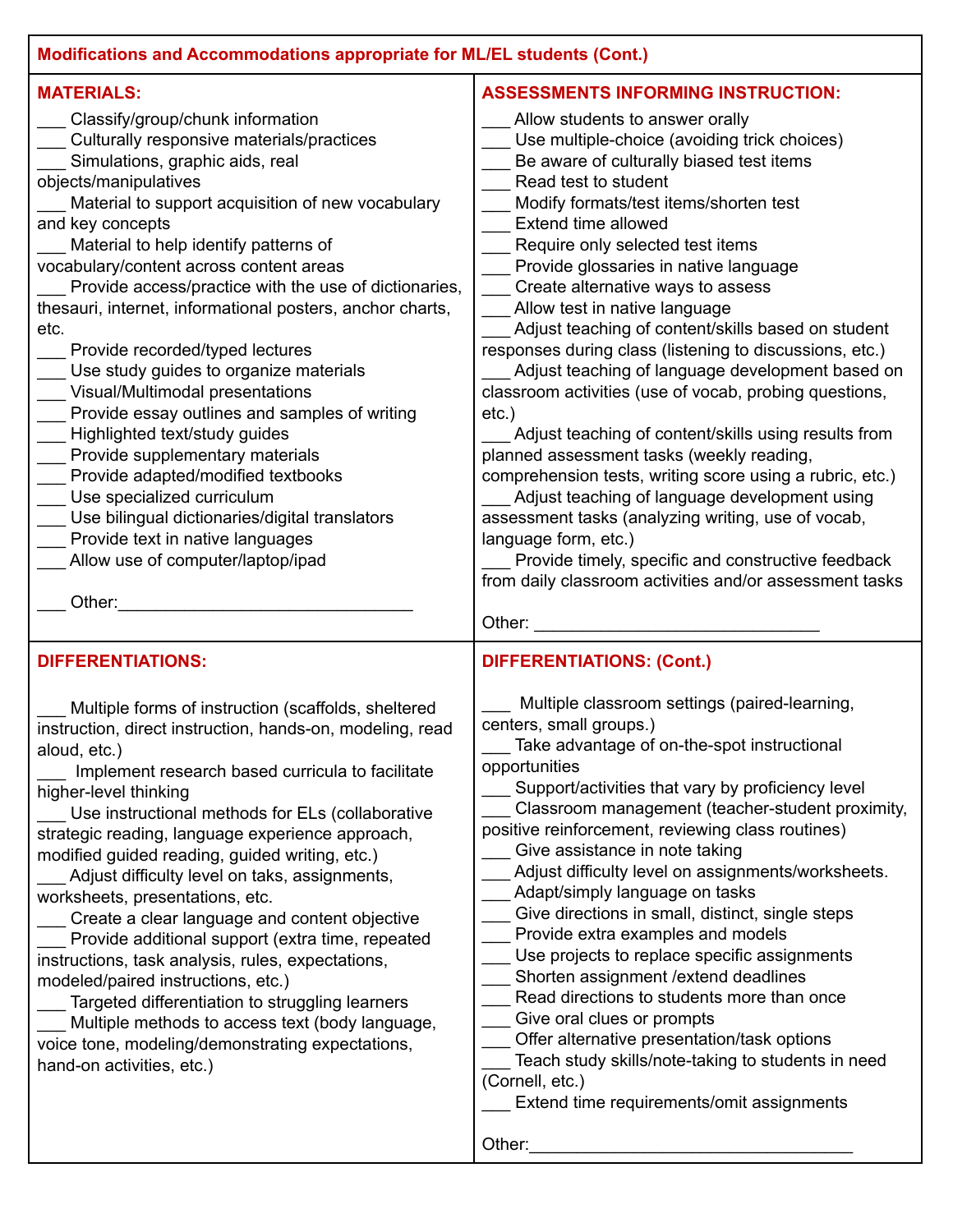## Modifications and Accommodations appropriate for ML/EL students (Cont.)

### MATERIALS:

___ Classify/group/chunk information
___ Culturally responsive materials/practices
___ Simulations, graphic aids, real objects/manipulatives
___ Material to support acquisition of new vocabulary and key concepts
___ Material to help identify patterns of vocabulary/content across content areas
___ Provide access/practice with the use of dictionaries, thesauri, internet, informational posters, anchor charts, etc.
___ Provide recorded/typed lectures
___ Use study guides to organize materials
___ Visual/Multimodal presentations
___ Provide essay outlines and samples of writing
___ Highlighted text/study guides
___ Provide supplementary materials
___ Provide adapted/modified textbooks
___ Use specialized curriculum
___ Use bilingual dictionaries/digital translators
___ Provide text in native languages
___ Allow use of computer/laptop/ipad

___ Other:______________________________

### ASSESSMENTS INFORMING INSTRUCTION:

___ Allow students to answer orally
___ Use multiple-choice (avoiding trick choices)
___ Be aware of culturally biased test items
___ Read test to student
___ Modify formats/test items/shorten test
___ Extend time allowed
___ Require only selected test items
___ Provide glossaries in native language
___ Create alternative ways to assess
___ Allow test in native language
___ Adjust teaching of content/skills based on student responses during class (listening to discussions, etc.)
___ Adjust teaching of language development based on classroom activities (use of vocab, probing questions, etc.)
___ Adjust teaching of content/skills using results from planned assessment tasks (weekly reading, comprehension tests, writing score using a rubric, etc.)
___ Adjust teaching of language development using assessment tasks (analyzing writing, use of vocab, language form, etc.)
___ Provide timely, specific and constructive feedback from daily classroom activities and/or assessment tasks

Other: ______________________________

### DIFFERENTIATIONS:

___ Multiple forms of instruction (scaffolds, sheltered instruction, direct instruction, hands-on, modeling, read aloud, etc.)
___ Implement research based curricula to facilitate higher-level thinking
___ Use instructional methods for ELs (collaborative strategic reading, language experience approach, modified guided reading, guided writing, etc.)
___ Adjust difficulty level on taks, assignments, worksheets, presentations, etc.
___ Create a clear language and content objective
___ Provide additional support (extra time, repeated instructions, task analysis, rules, expectations, modeled/paired instructions, etc.)
___ Targeted differentiation to struggling learners
___ Multiple methods to access text (body language, voice tone, modeling/demonstrating expectations, hand-on activities, etc.)

### DIFFERENTIATIONS: (Cont.)

___ Multiple classroom settings (paired-learning, centers, small groups.)
___ Take advantage of on-the-spot instructional opportunities
___ Support/activities that vary by proficiency level
___ Classroom management (teacher-student proximity, positive reinforcement, reviewing class routines)
___ Give assistance in note taking
___ Adjust difficulty level on assignments/worksheets.
___ Adapt/simply language on tasks
___ Give directions in small, distinct, single steps
___ Provide extra examples and models
___ Use projects to replace specific assignments
___ Shorten assignment /extend deadlines
___ Read directions to students more than once
___ Give oral clues or prompts
___ Offer alternative presentation/task options
___ Teach study skills/note-taking to students in need (Cornell, etc.)
___ Extend time requirements/omit assignments

Other:__________________________________